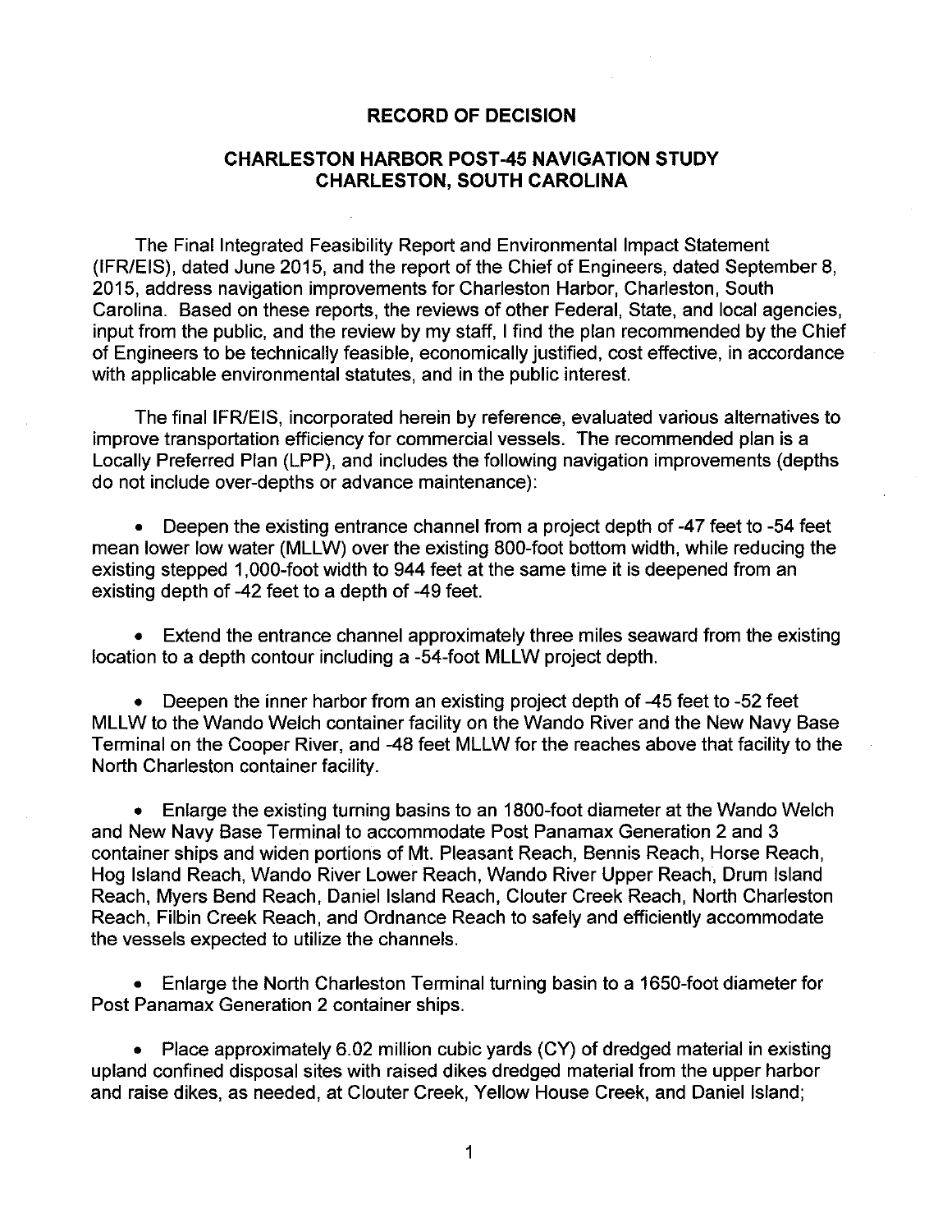# RECORD OF DECISION

## CHARLESTON HARBOR POST-45 NAVIGATION STUDY
## CHARLESTON, SOUTH CAROLINA

The Final Integrated Feasibility Report and Environmental Impact Statement (IFR/EIS), dated June 2015, and the report of the Chief of Engineers, dated September 8, 2015, address navigation improvements for Charleston Harbor, Charleston, South Carolina. Based on these reports, the reviews of other Federal, State, and local agencies, input from the public, and the review by my staff, I find the plan recommended by the Chief of Engineers to be technically feasible, economically justified, cost effective, in accordance with applicable environmental statutes, and in the public interest.

The final IFR/EIS, incorporated herein by reference, evaluated various alternatives to improve transportation efficiency for commercial vessels. The recommended plan is a Locally Preferred Plan (LPP), and includes the following navigation improvements (depths do not include over-depths or advance maintenance):

- Deepen the existing entrance channel from a project depth of -47 feet to -54 feet mean lower low water (MLLW) over the existing 800-foot bottom width, while reducing the existing stepped 1,000-foot width to 944 feet at the same time it is deepened from an existing depth of -42 feet to a depth of -49 feet.

- Extend the entrance channel approximately three miles seaward from the existing location to a depth contour including a -54-foot MLLW project depth.

- Deepen the inner harbor from an existing project depth of -45 feet to -52 feet MLLW to the Wando Welch container facility on the Wando River and the New Navy Base Terminal on the Cooper River, and -48 feet MLLW for the reaches above that facility to the North Charleston container facility.

- Enlarge the existing turning basins to an 1800-foot diameter at the Wando Welch and New Navy Base Terminal to accommodate Post Panamax Generation 2 and 3 container ships and widen portions of Mt. Pleasant Reach, Bennis Reach, Horse Reach, Hog Island Reach, Wando River Lower Reach, Wando River Upper Reach, Drum Island Reach, Myers Bend Reach, Daniel Island Reach, Clouter Creek Reach, North Charleston Reach, Filbin Creek Reach, and Ordnance Reach to safely and efficiently accommodate the vessels expected to utilize the channels.

- Enlarge the North Charleston Terminal turning basin to a 1650-foot diameter for Post Panamax Generation 2 container ships.

- Place approximately 6.02 million cubic yards (CY) of dredged material in existing upland confined disposal sites with raised dikes dredged material from the upper harbor and raise dikes, as needed, at Clouter Creek, Yellow House Creek, and Daniel Island;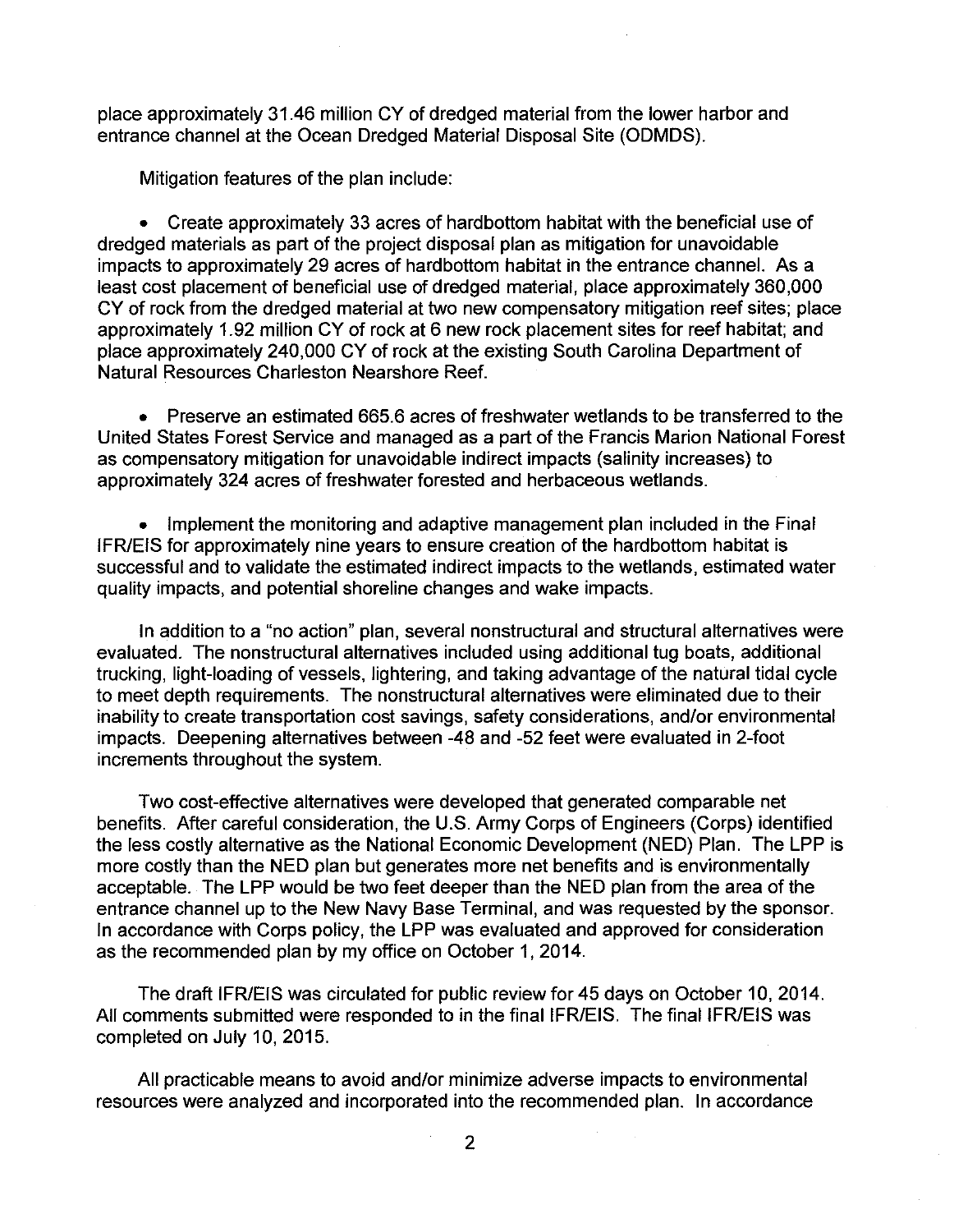place approximately 31.46 million CY of dredged material from the lower harbor and entrance channel at the Ocean Dredged Material Disposal Site (ODMDS).

Mitigation features of the plan include:

- Create approximately 33 acres of hardbottom habitat with the beneficial use of dredged materials as part of the project disposal plan as mitigation for unavoidable impacts to approximately 29 acres of hardbottom habitat in the entrance channel. As a least cost placement of beneficial use of dredged material, place approximately 360,000 CY of rock from the dredged material at two new compensatory mitigation reef sites; place approximately 1.92 million CY of rock at 6 new rock placement sites for reef habitat; and place approximately 240,000 CY of rock at the existing South Carolina Department of Natural Resources Charleston Nearshore Reef.

- Preserve an estimated 665.6 acres of freshwater wetlands to be transferred to the United States Forest Service and managed as a part of the Francis Marion National Forest as compensatory mitigation for unavoidable indirect impacts (salinity increases) to approximately 324 acres of freshwater forested and herbaceous wetlands.

- Implement the monitoring and adaptive management plan included in the Final IFR/EIS for approximately nine years to ensure creation of the hardbottom habitat is successful and to validate the estimated indirect impacts to the wetlands, estimated water quality impacts, and potential shoreline changes and wake impacts.

In addition to a "no action" plan, several nonstructural and structural alternatives were evaluated. The nonstructural alternatives included using additional tug boats, additional trucking, light-loading of vessels, lightering, and taking advantage of the natural tidal cycle to meet depth requirements. The nonstructural alternatives were eliminated due to their inability to create transportation cost savings, safety considerations, and/or environmental impacts. Deepening alternatives between -48 and -52 feet were evaluated in 2-foot increments throughout the system.

Two cost-effective alternatives were developed that generated comparable net benefits. After careful consideration, the U.S. Army Corps of Engineers (Corps) identified the less costly alternative as the National Economic Development (NED) Plan. The LPP is more costly than the NED plan but generates more net benefits and is environmentally acceptable. The LPP would be two feet deeper than the NED plan from the area of the entrance channel up to the New Navy Base Terminal, and was requested by the sponsor. In accordance with Corps policy, the LPP was evaluated and approved for consideration as the recommended plan by my office on October 1, 2014.

The draft IFR/EIS was circulated for public review for 45 days on October 10, 2014. All comments submitted were responded to in the final IFR/EIS. The final IFR/EIS was completed on July 10, 2015.

All practicable means to avoid and/or minimize adverse impacts to environmental resources were analyzed and incorporated into the recommended plan. In accordance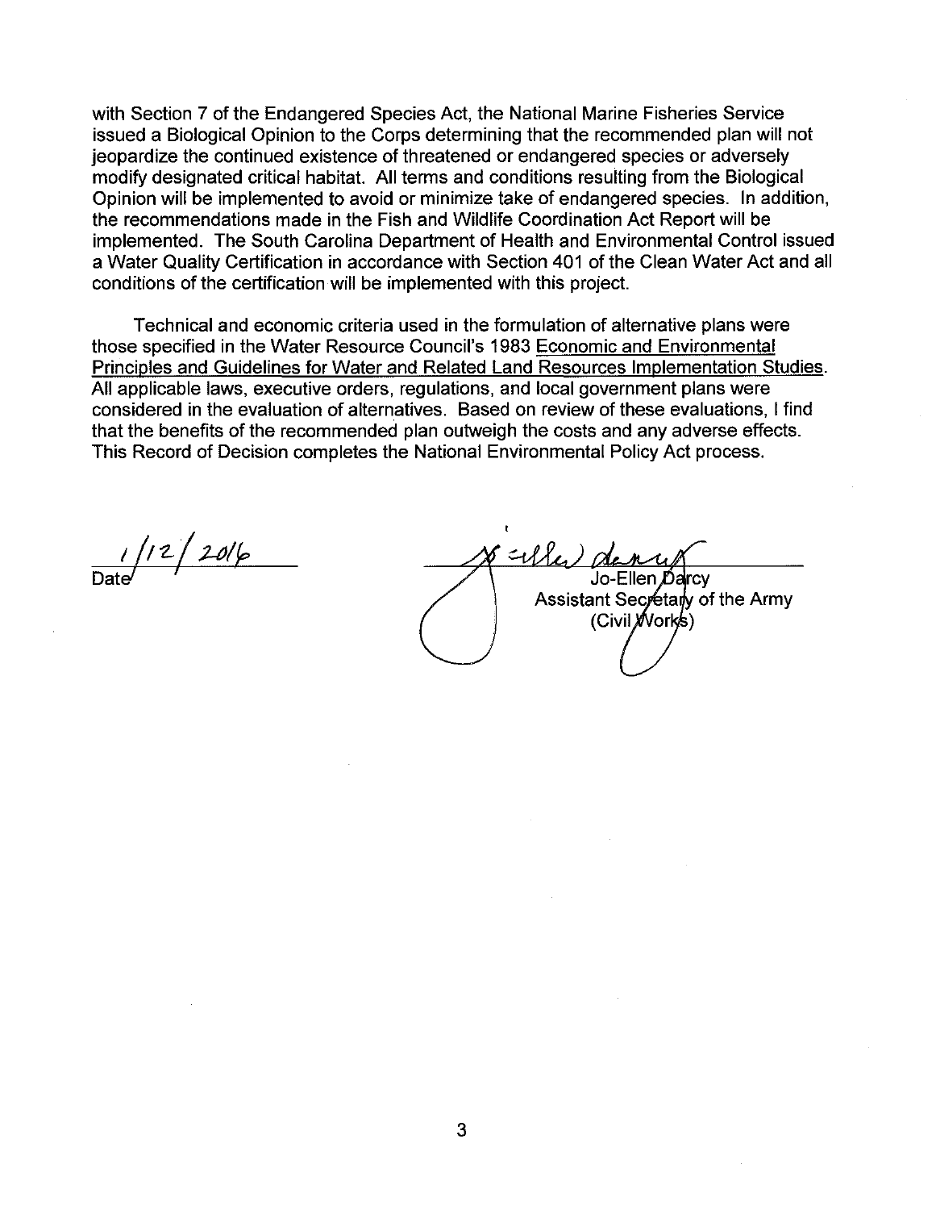with Section 7 of the Endangered Species Act, the National Marine Fisheries Service issued a Biological Opinion to the Corps determining that the recommended plan will not jeopardize the continued existence of threatened or endangered species or adversely modify designated critical habitat. All terms and conditions resulting from the Biological Opinion will be implemented to avoid or minimize take of endangered species. In addition, the recommendations made in the Fish and Wildlife Coordination Act Report will be implemented. The South Carolina Department of Health and Environmental Control issued a Water Quality Certification in accordance with Section 401 of the Clean Water Act and all conditions of the certification will be implemented with this project.

Technical and economic criteria used in the formulation of alternative plans were those specified in the Water Resource Council's 1983 Economic and Environmental Principles and Guidelines for Water and Related Land Resources Implementation Studies. All applicable laws, executive orders, regulations, and local government plans were considered in the evaluation of alternatives. Based on review of these evaluations, I find that the benefits of the recommended plan outweigh the costs and any adverse effects. This Record of Decision completes the National Environmental Policy Act process.

1/12/2016
Date

Jo-Ellen Darcy
Assistant Secretary of the Army
(Civil Works)